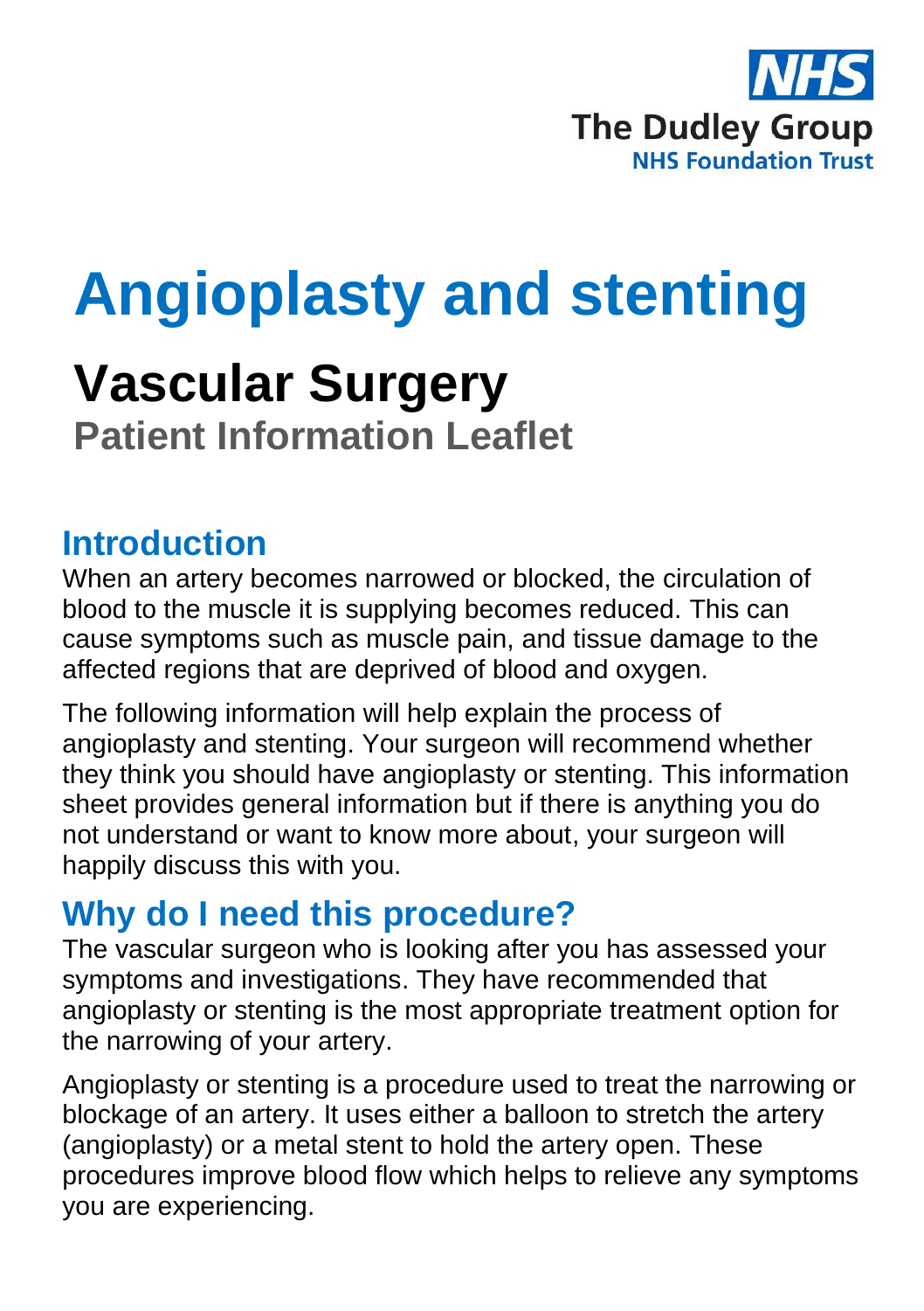NHS
The Dudley Group
NHS Foundation Trust

# Angioplasty and stenting

## Vascular Surgery

### Patient Information Leaflet

## Introduction

When an artery becomes narrowed or blocked, the circulation of blood to the muscle it is supplying becomes reduced. This can cause symptoms such as muscle pain, and tissue damage to the affected regions that are deprived of blood and oxygen.

The following information will help explain the process of angioplasty and stenting. Your surgeon will recommend whether they think you should have angioplasty or stenting. This information sheet provides general information but if there is anything you do not understand or want to know more about, your surgeon will happily discuss this with you.

## Why do I need this procedure?

The vascular surgeon who is looking after you has assessed your symptoms and investigations. They have recommended that angioplasty or stenting is the most appropriate treatment option for the narrowing of your artery.

Angioplasty or stenting is a procedure used to treat the narrowing or blockage of an artery. It uses either a balloon to stretch the artery (angioplasty) or a metal stent to hold the artery open. These procedures improve blood flow which helps to relieve any symptoms you are experiencing.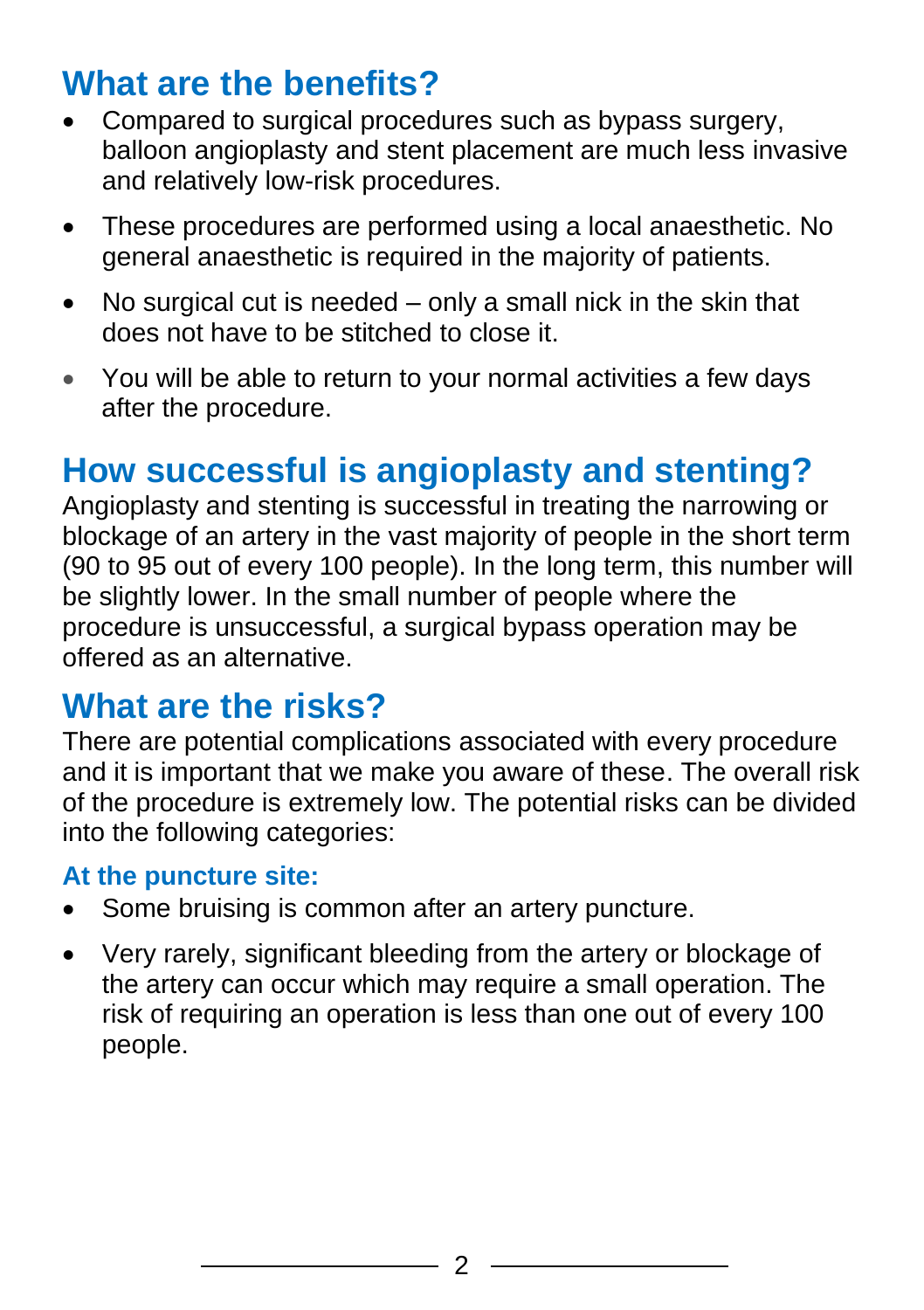## What are the benefits?

- Compared to surgical procedures such as bypass surgery, balloon angioplasty and stent placement are much less invasive and relatively low-risk procedures.
- These procedures are performed using a local anaesthetic. No general anaesthetic is required in the majority of patients.
- No surgical cut is needed – only a small nick in the skin that does not have to be stitched to close it.
- You will be able to return to your normal activities a few days after the procedure.

## How successful is angioplasty and stenting?

Angioplasty and stenting is successful in treating the narrowing or blockage of an artery in the vast majority of people in the short term (90 to 95 out of every 100 people). In the long term, this number will be slightly lower. In the small number of people where the procedure is unsuccessful, a surgical bypass operation may be offered as an alternative.

## What are the risks?

There are potential complications associated with every procedure and it is important that we make you aware of these. The overall risk of the procedure is extremely low. The potential risks can be divided into the following categories:

### At the puncture site:

- Some bruising is common after an artery puncture.
- Very rarely, significant bleeding from the artery or blockage of the artery can occur which may require a small operation. The risk of requiring an operation is less than one out of every 100 people.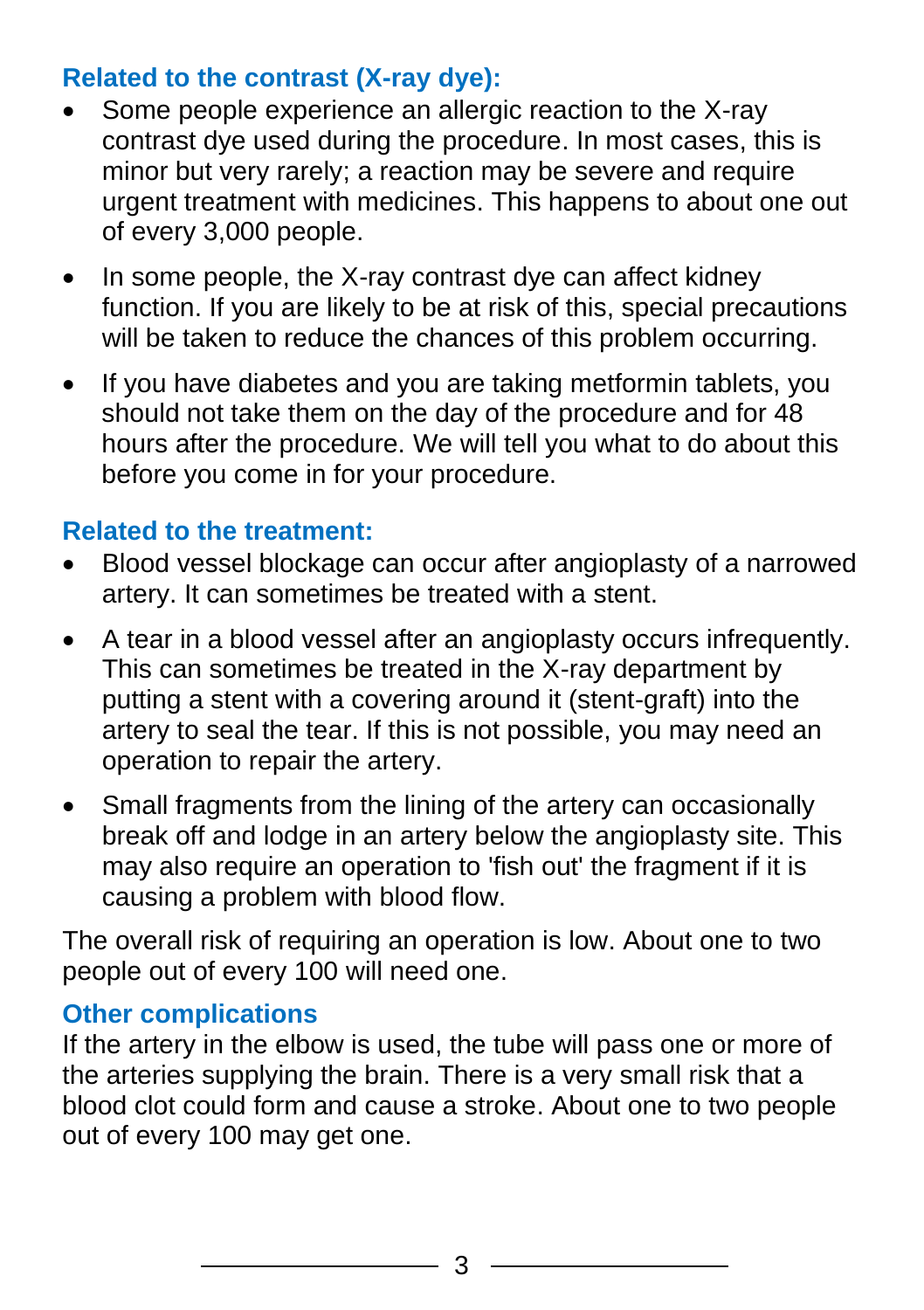### Related to the contrast (X-ray dye):

- Some people experience an allergic reaction to the X-ray contrast dye used during the procedure. In most cases, this is minor but very rarely; a reaction may be severe and require urgent treatment with medicines. This happens to about one out of every 3,000 people.
- In some people, the X-ray contrast dye can affect kidney function. If you are likely to be at risk of this, special precautions will be taken to reduce the chances of this problem occurring.
- If you have diabetes and you are taking metformin tablets, you should not take them on the day of the procedure and for 48 hours after the procedure. We will tell you what to do about this before you come in for your procedure.

### Related to the treatment:

- Blood vessel blockage can occur after angioplasty of a narrowed artery. It can sometimes be treated with a stent.
- A tear in a blood vessel after an angioplasty occurs infrequently. This can sometimes be treated in the X-ray department by putting a stent with a covering around it (stent-graft) into the artery to seal the tear. If this is not possible, you may need an operation to repair the artery.
- Small fragments from the lining of the artery can occasionally break off and lodge in an artery below the angioplasty site. This may also require an operation to 'fish out' the fragment if it is causing a problem with blood flow.

The overall risk of requiring an operation is low. About one to two people out of every 100 will need one.

### Other complications

If the artery in the elbow is used, the tube will pass one or more of the arteries supplying the brain. There is a very small risk that a blood clot could form and cause a stroke. About one to two people out of every 100 may get one.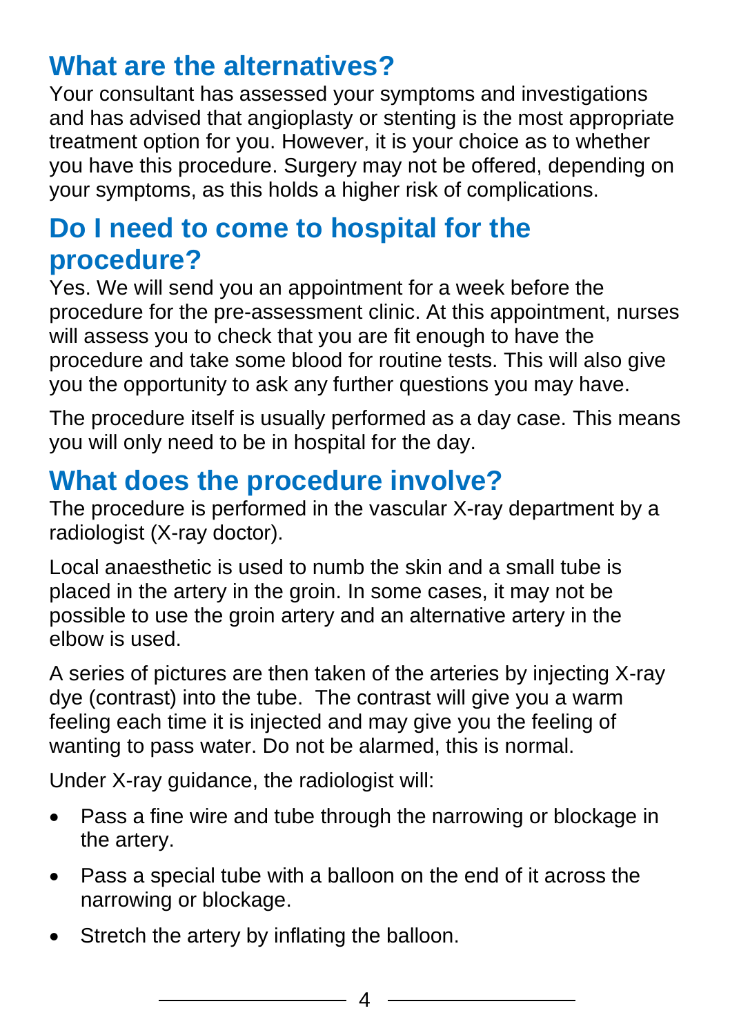## What are the alternatives?

Your consultant has assessed your symptoms and investigations and has advised that angioplasty or stenting is the most appropriate treatment option for you. However, it is your choice as to whether you have this procedure. Surgery may not be offered, depending on your symptoms, as this holds a higher risk of complications.

## Do I need to come to hospital for the procedure?

Yes. We will send you an appointment for a week before the procedure for the pre-assessment clinic. At this appointment, nurses will assess you to check that you are fit enough to have the procedure and take some blood for routine tests. This will also give you the opportunity to ask any further questions you may have.

The procedure itself is usually performed as a day case. This means you will only need to be in hospital for the day.

## What does the procedure involve?

The procedure is performed in the vascular X-ray department by a radiologist (X-ray doctor).

Local anaesthetic is used to numb the skin and a small tube is placed in the artery in the groin. In some cases, it may not be possible to use the groin artery and an alternative artery in the elbow is used.

A series of pictures are then taken of the arteries by injecting X-ray dye (contrast) into the tube. The contrast will give you a warm feeling each time it is injected and may give you the feeling of wanting to pass water. Do not be alarmed, this is normal.

Under X-ray guidance, the radiologist will:

- Pass a fine wire and tube through the narrowing or blockage in the artery.
- Pass a special tube with a balloon on the end of it across the narrowing or blockage.
- Stretch the artery by inflating the balloon.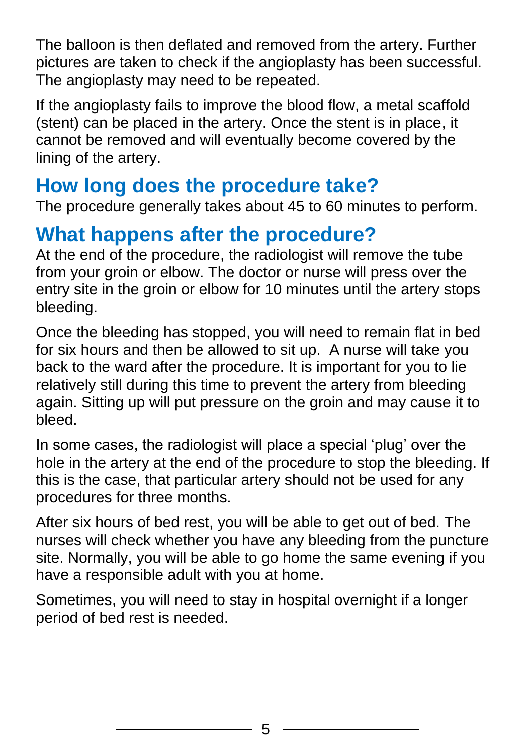The balloon is then deflated and removed from the artery. Further pictures are taken to check if the angioplasty has been successful. The angioplasty may need to be repeated.

If the angioplasty fails to improve the blood flow, a metal scaffold (stent) can be placed in the artery. Once the stent is in place, it cannot be removed and will eventually become covered by the lining of the artery.

## How long does the procedure take?

The procedure generally takes about 45 to 60 minutes to perform.

## What happens after the procedure?

At the end of the procedure, the radiologist will remove the tube from your groin or elbow. The doctor or nurse will press over the entry site in the groin or elbow for 10 minutes until the artery stops bleeding.

Once the bleeding has stopped, you will need to remain flat in bed for six hours and then be allowed to sit up. A nurse will take you back to the ward after the procedure. It is important for you to lie relatively still during this time to prevent the artery from bleeding again. Sitting up will put pressure on the groin and may cause it to bleed.

In some cases, the radiologist will place a special 'plug' over the hole in the artery at the end of the procedure to stop the bleeding. If this is the case, that particular artery should not be used for any procedures for three months.

After six hours of bed rest, you will be able to get out of bed. The nurses will check whether you have any bleeding from the puncture site. Normally, you will be able to go home the same evening if you have a responsible adult with you at home.

Sometimes, you will need to stay in hospital overnight if a longer period of bed rest is needed.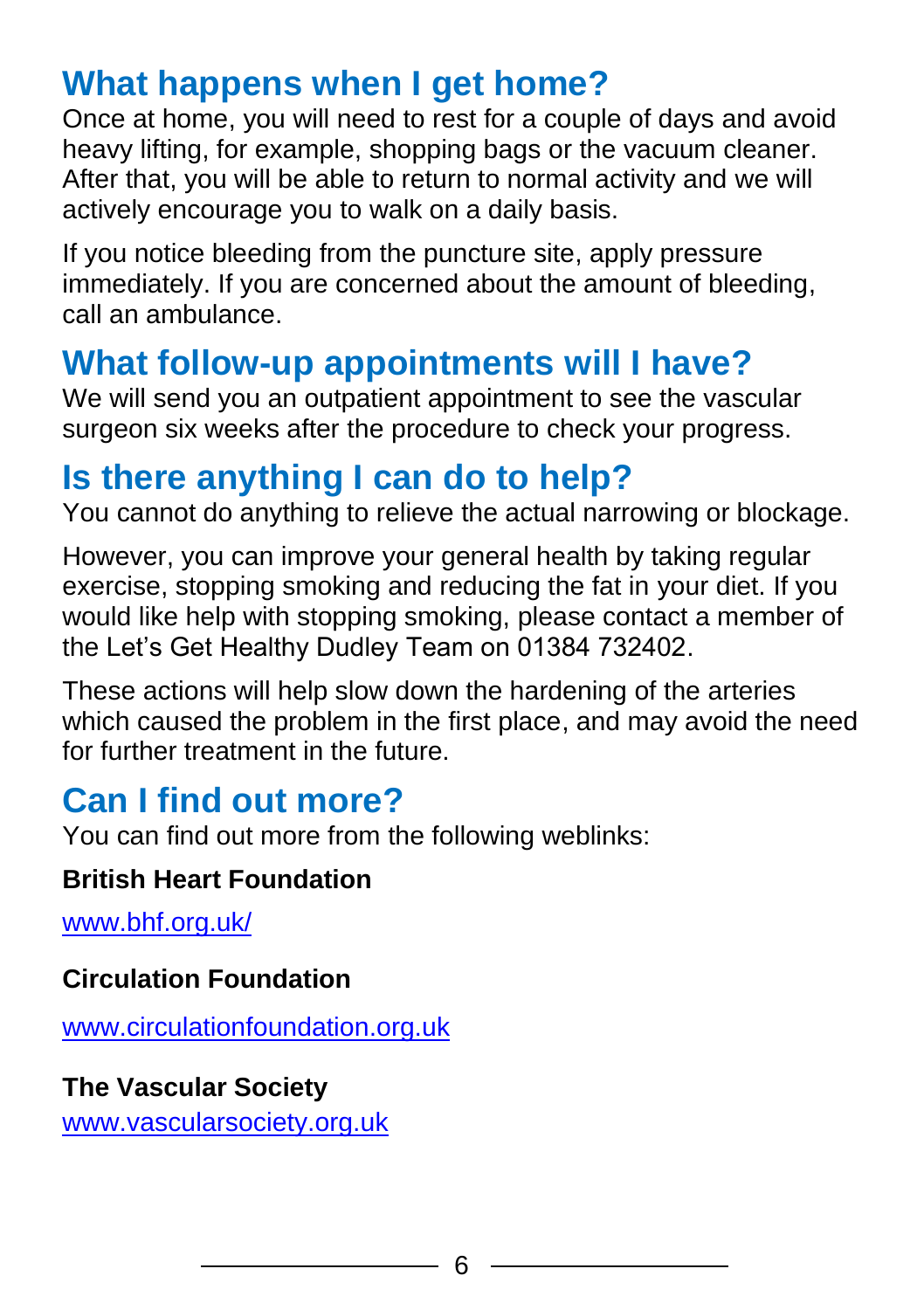## What happens when I get home?

Once at home, you will need to rest for a couple of days and avoid heavy lifting, for example, shopping bags or the vacuum cleaner. After that, you will be able to return to normal activity and we will actively encourage you to walk on a daily basis.

If you notice bleeding from the puncture site, apply pressure immediately. If you are concerned about the amount of bleeding, call an ambulance.

## What follow-up appointments will I have?

We will send you an outpatient appointment to see the vascular surgeon six weeks after the procedure to check your progress.

## Is there anything I can do to help?

You cannot do anything to relieve the actual narrowing or blockage.

However, you can improve your general health by taking regular exercise, stopping smoking and reducing the fat in your diet. If you would like help with stopping smoking, please contact a member of the Let's Get Healthy Dudley Team on 01384 732402.

These actions will help slow down the hardening of the arteries which caused the problem in the first place, and may avoid the need for further treatment in the future.

## Can I find out more?

You can find out more from the following weblinks:

**British Heart Foundation**

[www.bhf.org.uk/](http://www.bhf.org.uk/)

**Circulation Foundation**

[www.circulationfoundation.org.uk](http://www.circulationfoundation.org.uk)

**The Vascular Society**

[www.vascularsociety.org.uk](http://www.vascularsociety.org.uk)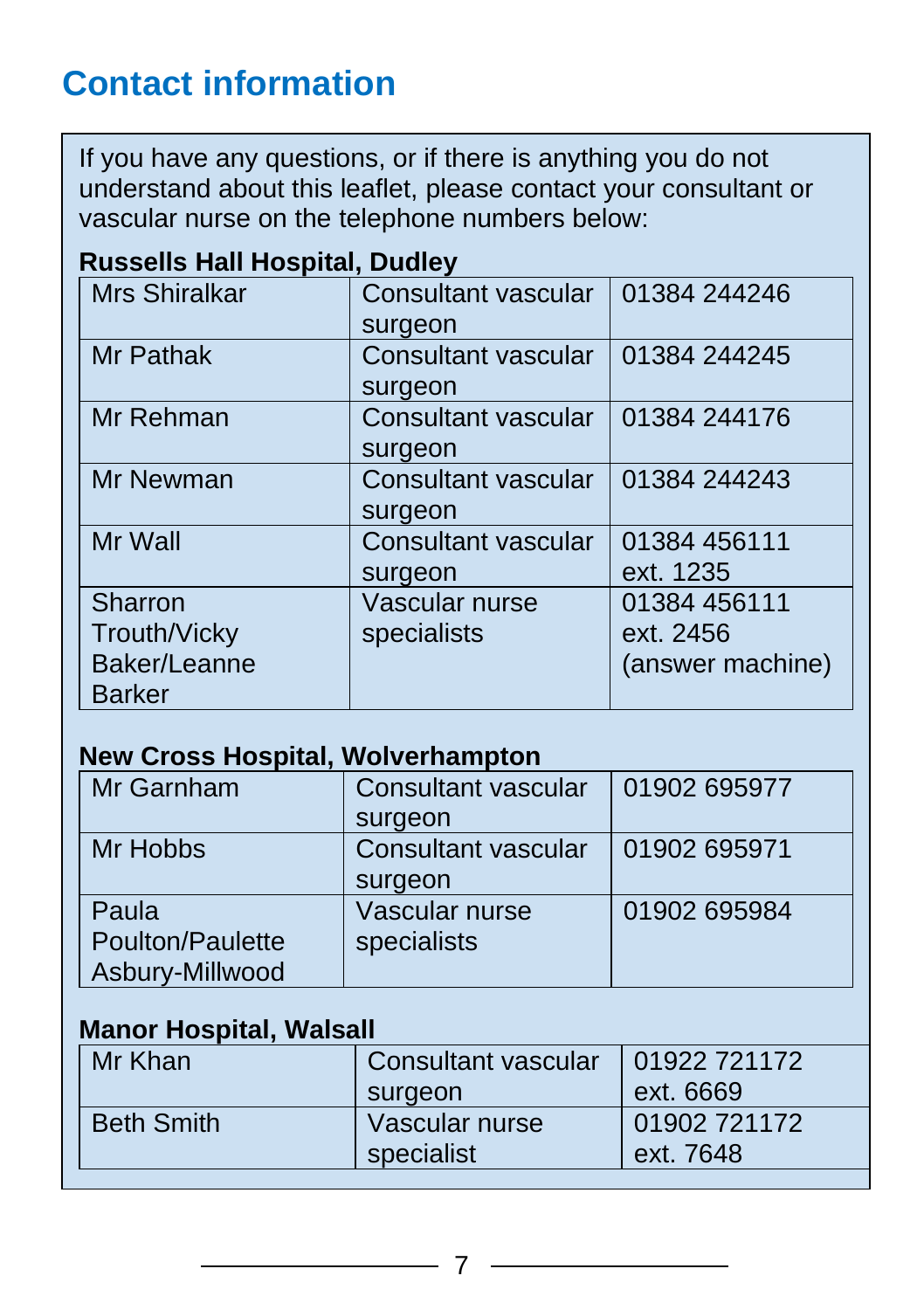# Contact information

If you have any questions, or if there is anything you do not understand about this leaflet, please contact your consultant or vascular nurse on the telephone numbers below:

**Russells Hall Hospital, Dudley**

| | | |
|---|---|---|
| Mrs Shiralkar | Consultant vascular surgeon | 01384 244246 |
| Mr Pathak | Consultant vascular surgeon | 01384 244245 |
| Mr Rehman | Consultant vascular surgeon | 01384 244176 |
| Mr Newman | Consultant vascular surgeon | 01384 244243 |
| Mr Wall | Consultant vascular surgeon | 01384 456111 ext. 1235 |
| Sharron Trouth/Vicky Baker/Leanne Barker | Vascular nurse specialists | 01384 456111 ext. 2456 (answer machine) |

**New Cross Hospital, Wolverhampton**

| | | |
|---|---|---|
| Mr Garnham | Consultant vascular surgeon | 01902 695977 |
| Mr Hobbs | Consultant vascular surgeon | 01902 695971 |
| Paula Poulton/Paulette Asbury-Millwood | Vascular nurse specialists | 01902 695984 |

**Manor Hospital, Walsall**

| | | |
|---|---|---|
| Mr Khan | Consultant vascular surgeon | 01922 721172 ext. 6669 |
| Beth Smith | Vascular nurse specialist | 01902 721172 ext. 7648 |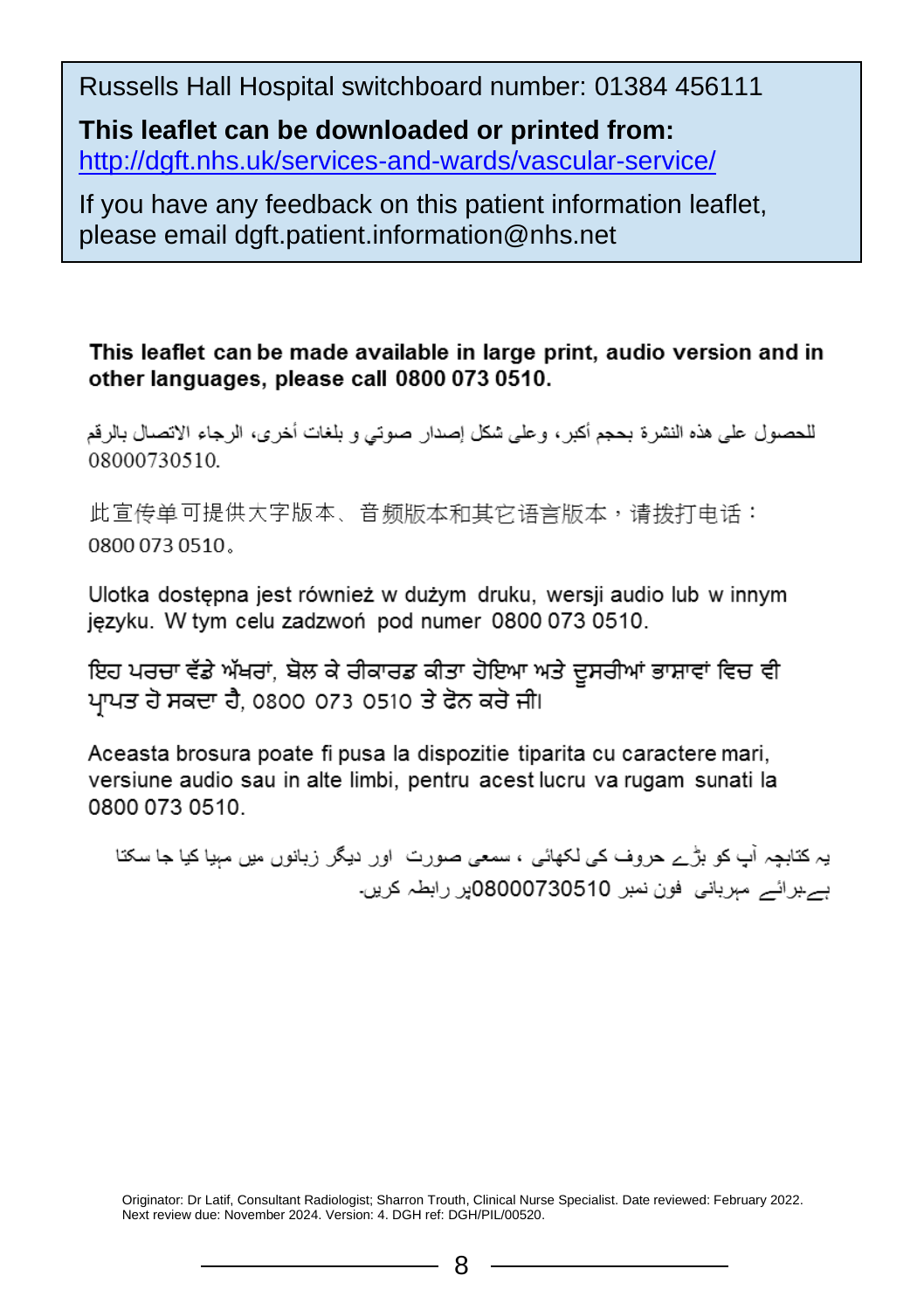Russells Hall Hospital switchboard number: 01384 456111

**This leaflet can be downloaded or printed from:**
http://dgft.nhs.uk/services-and-wards/vascular-service/

If you have any feedback on this patient information leaflet, please email dgft.patient.information@nhs.net

**This leaflet can be made available in large print, audio version and in other languages, please call 0800 073 0510.**

للحصول على هذه النشرة بحجم أكبر، وعلى شكل إصدار صوتي و بلغات أخرى، الرجاء الاتصال بالرقم 08000730510.

此宣传单可提供大字版本、音频版本和其它语言版本，请拨打电话：0800 073 0510。

Ulotka dostępna jest również w dużym druku, wersji audio lub w innym języku. W tym celu zadzwoń pod numer 0800 073 0510.

ਇਹ ਪਰਚਾ ਵੱਡੇ ਅੱਖਰਾਂ, ਬੋਲ ਕੇ ਰੀਕਾਰਡ ਕੀਤਾ ਹੋਇਆ ਅਤੇ ਦੂਸਰੀਆਂ ਭਾਸ਼ਾਵਾਂ ਵਿਚ ਵੀ ਪ੍ਰਾਪਤ ਹੋ ਸਕਦਾ ਹੈ, 0800 073 0510 ਤੇ ਫੋਨ ਕਰੋ ਜੀ।

Aceasta brosura poate fi pusa la dispozitie tiparita cu caractere mari, versiune audio sau in alte limbi, pentru acest lucru va rugam sunati la 0800 073 0510.

یہ کتابچہ آپ کو بڑے حروف کی لکھائی ، سمعی صورت اور دیگر زبانوں میں مہیا کیا جا سکتا ہے۔برائے مہربانی فون نمبر 08000730510پر رابطہ کریں۔

Originator: Dr Latif, Consultant Radiologist; Sharron Trouth, Clinical Nurse Specialist. Date reviewed: February 2022. Next review due: November 2024. Version: 4. DGH ref: DGH/PIL/00520.